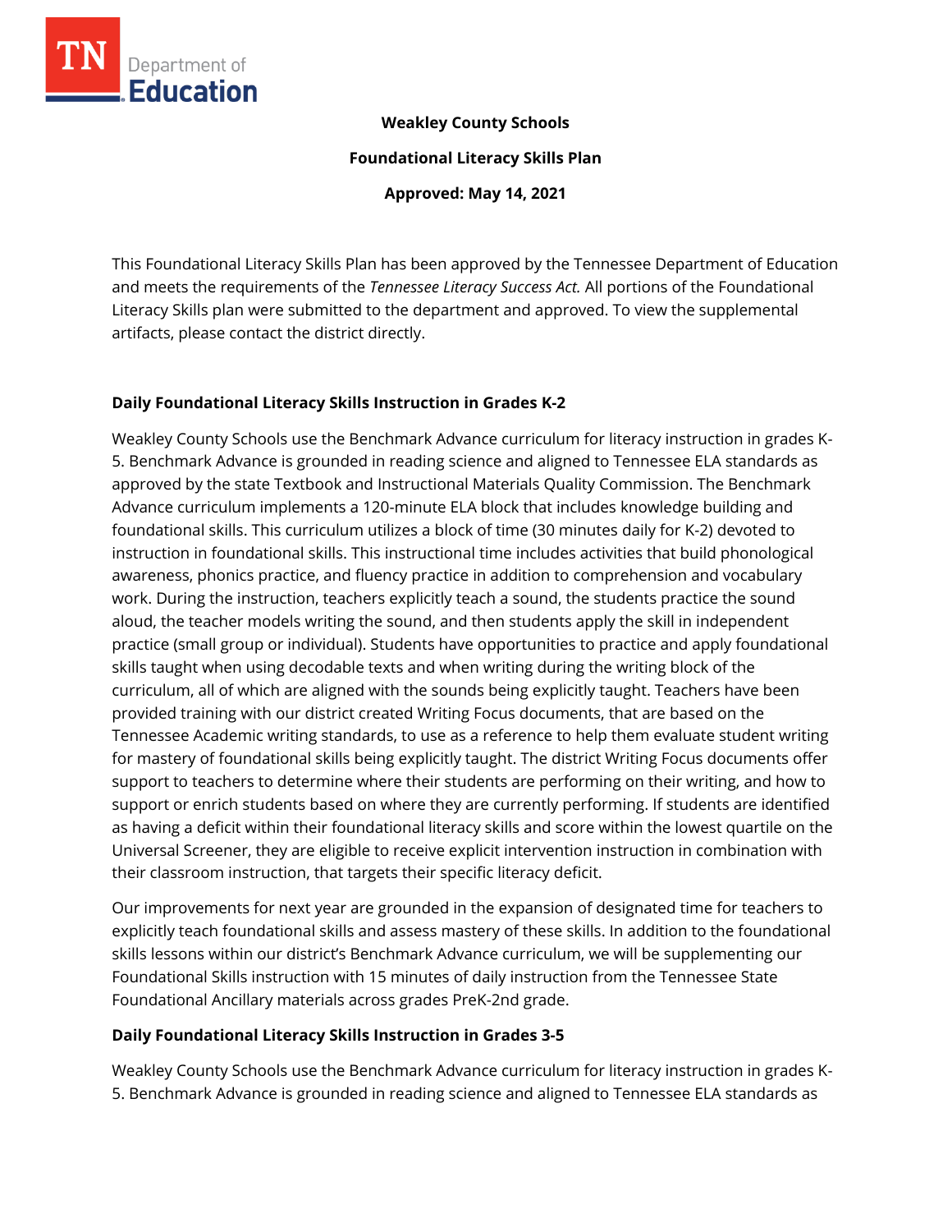**Weakley County Schools**

**Foundational Literacy Skills Plan**

**Approved: May 14, 2021**

This Foundational Literacy Skills Plan has been approved by the Tennessee Department of Education and meets the requirements of the *Tennessee Literacy Success Act.* All portions of the Foundational Literacy Skills plan were submitted to the department and approved. To view the supplemental artifacts, please contact the district directly.

## Daily Foundational Literacy Skills Instruction in Grades K-2

Weakley County Schools use the Benchmark Advance curriculum for literacy instruction in grades K-5. Benchmark Advance is grounded in reading science and aligned to Tennessee ELA standards as approved by the state Textbook and Instructional Materials Quality Commission. The Benchmark Advance curriculum implements a 120-minute ELA block that includes knowledge building and foundational skills. This curriculum utilizes a block of time (30 minutes daily for K-2) devoted to instruction in foundational skills. This instructional time includes activities that build phonological awareness, phonics practice, and fluency practice in addition to comprehension and vocabulary work. During the instruction, teachers explicitly teach a sound, the students practice the sound aloud, the teacher models writing the sound, and then students apply the skill in independent practice (small group or individual). Students have opportunities to practice and apply foundational skills taught when using decodable texts and when writing during the writing block of the curriculum, all of which are aligned with the sounds being explicitly taught. Teachers have been provided training with our district created Writing Focus documents, that are based on the Tennessee Academic writing standards, to use as a reference to help them evaluate student writing for mastery of foundational skills being explicitly taught. The district Writing Focus documents offer support to teachers to determine where their students are performing on their writing, and how to support or enrich students based on where they are currently performing. If students are identified as having a deficit within their foundational literacy skills and score within the lowest quartile on the Universal Screener, they are eligible to receive explicit intervention instruction in combination with their classroom instruction, that targets their specific literacy deficit.

Our improvements for next year are grounded in the expansion of designated time for teachers to explicitly teach foundational skills and assess mastery of these skills. In addition to the foundational skills lessons within our district's Benchmark Advance curriculum, we will be supplementing our Foundational Skills instruction with 15 minutes of daily instruction from the Tennessee State Foundational Ancillary materials across grades PreK-2nd grade.

## Daily Foundational Literacy Skills Instruction in Grades 3-5

Weakley County Schools use the Benchmark Advance curriculum for literacy instruction in grades K-5. Benchmark Advance is grounded in reading science and aligned to Tennessee ELA standards as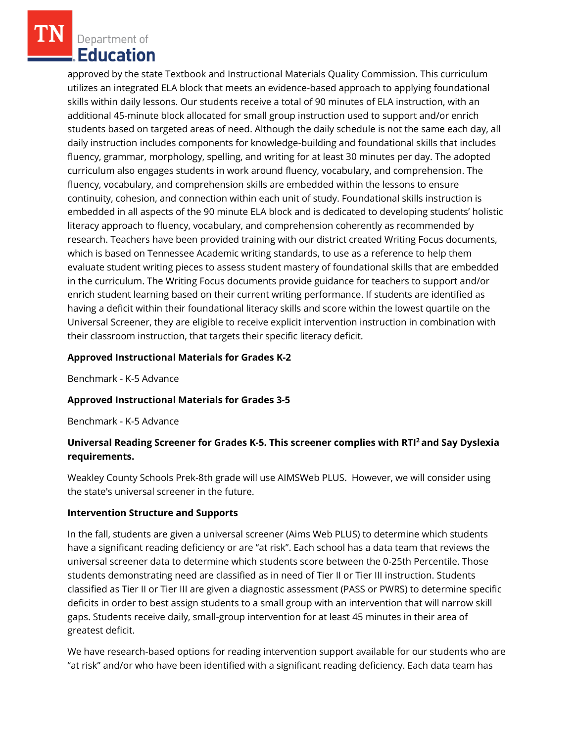approved by the state Textbook and Instructional Materials Quality Commission. This curriculum utilizes an integrated ELA block that meets an evidence-based approach to applying foundational skills within daily lessons. Our students receive a total of 90 minutes of ELA instruction, with an additional 45-minute block allocated for small group instruction used to support and/or enrich students based on targeted areas of need. Although the daily schedule is not the same each day, all daily instruction includes components for knowledge-building and foundational skills that includes fluency, grammar, morphology, spelling, and writing for at least 30 minutes per day. The adopted curriculum also engages students in work around fluency, vocabulary, and comprehension. The fluency, vocabulary, and comprehension skills are embedded within the lessons to ensure continuity, cohesion, and connection within each unit of study. Foundational skills instruction is embedded in all aspects of the 90 minute ELA block and is dedicated to developing students' holistic literacy approach to fluency, vocabulary, and comprehension coherently as recommended by research. Teachers have been provided training with our district created Writing Focus documents, which is based on Tennessee Academic writing standards, to use as a reference to help them evaluate student writing pieces to assess student mastery of foundational skills that are embedded in the curriculum. The Writing Focus documents provide guidance for teachers to support and/or enrich student learning based on their current writing performance. If students are identified as having a deficit within their foundational literacy skills and score within the lowest quartile on the Universal Screener, they are eligible to receive explicit intervention instruction in combination with their classroom instruction, that targets their specific literacy deficit.

**Approved Instructional Materials for Grades K-2**

Benchmark - K-5 Advance

**Approved Instructional Materials for Grades 3-5**

Benchmark - K-5 Advance

**Universal Reading Screener for Grades K-5. This screener complies with RTI² and Say Dyslexia requirements.**

Weakley County Schools Prek-8th grade will use AIMSWeb PLUS. However, we will consider using the state's universal screener in the future.

**Intervention Structure and Supports**

In the fall, students are given a universal screener (Aims Web PLUS) to determine which students have a significant reading deficiency or are "at risk". Each school has a data team that reviews the universal screener data to determine which students score between the 0-25th Percentile. Those students demonstrating need are classified as in need of Tier II or Tier III instruction. Students classified as Tier II or Tier III are given a diagnostic assessment (PASS or PWRS) to determine specific deficits in order to best assign students to a small group with an intervention that will narrow skill gaps. Students receive daily, small-group intervention for at least 45 minutes in their area of greatest deficit.

We have research-based options for reading intervention support available for our students who are "at risk" and/or who have been identified with a significant reading deficiency. Each data team has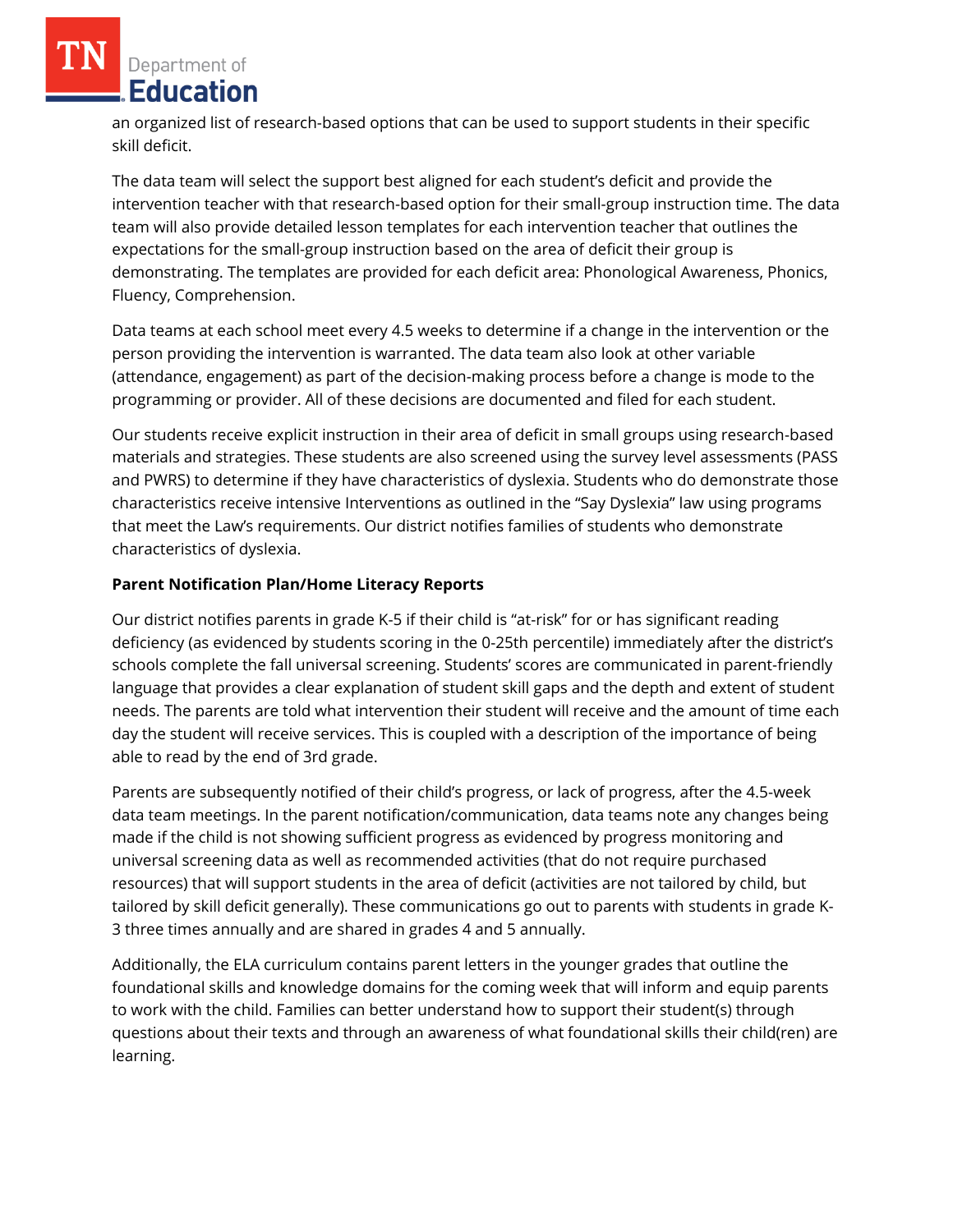an organized list of research-based options that can be used to support students in their specific skill deficit.

The data team will select the support best aligned for each student's deficit and provide the intervention teacher with that research-based option for their small-group instruction time. The data team will also provide detailed lesson templates for each intervention teacher that outlines the expectations for the small-group instruction based on the area of deficit their group is demonstrating. The templates are provided for each deficit area: Phonological Awareness, Phonics, Fluency, Comprehension.

Data teams at each school meet every 4.5 weeks to determine if a change in the intervention or the person providing the intervention is warranted. The data team also look at other variable (attendance, engagement) as part of the decision-making process before a change is mode to the programming or provider. All of these decisions are documented and filed for each student.

Our students receive explicit instruction in their area of deficit in small groups using research-based materials and strategies. These students are also screened using the survey level assessments (PASS and PWRS) to determine if they have characteristics of dyslexia. Students who do demonstrate those characteristics receive intensive Interventions as outlined in the "Say Dyslexia" law using programs that meet the Law's requirements. Our district notifies families of students who demonstrate characteristics of dyslexia.

**Parent Notification Plan/Home Literacy Reports**

Our district notifies parents in grade K-5 if their child is "at-risk" for or has significant reading deficiency (as evidenced by students scoring in the 0-25th percentile) immediately after the district's schools complete the fall universal screening. Students' scores are communicated in parent-friendly language that provides a clear explanation of student skill gaps and the depth and extent of student needs. The parents are told what intervention their student will receive and the amount of time each day the student will receive services. This is coupled with a description of the importance of being able to read by the end of 3rd grade.

Parents are subsequently notified of their child's progress, or lack of progress, after the 4.5-week data team meetings. In the parent notification/communication, data teams note any changes being made if the child is not showing sufficient progress as evidenced by progress monitoring and universal screening data as well as recommended activities (that do not require purchased resources) that will support students in the area of deficit (activities are not tailored by child, but tailored by skill deficit generally). These communications go out to parents with students in grade K-3 three times annually and are shared in grades 4 and 5 annually.

Additionally, the ELA curriculum contains parent letters in the younger grades that outline the foundational skills and knowledge domains for the coming week that will inform and equip parents to work with the child. Families can better understand how to support their student(s) through questions about their texts and through an awareness of what foundational skills their child(ren) are learning.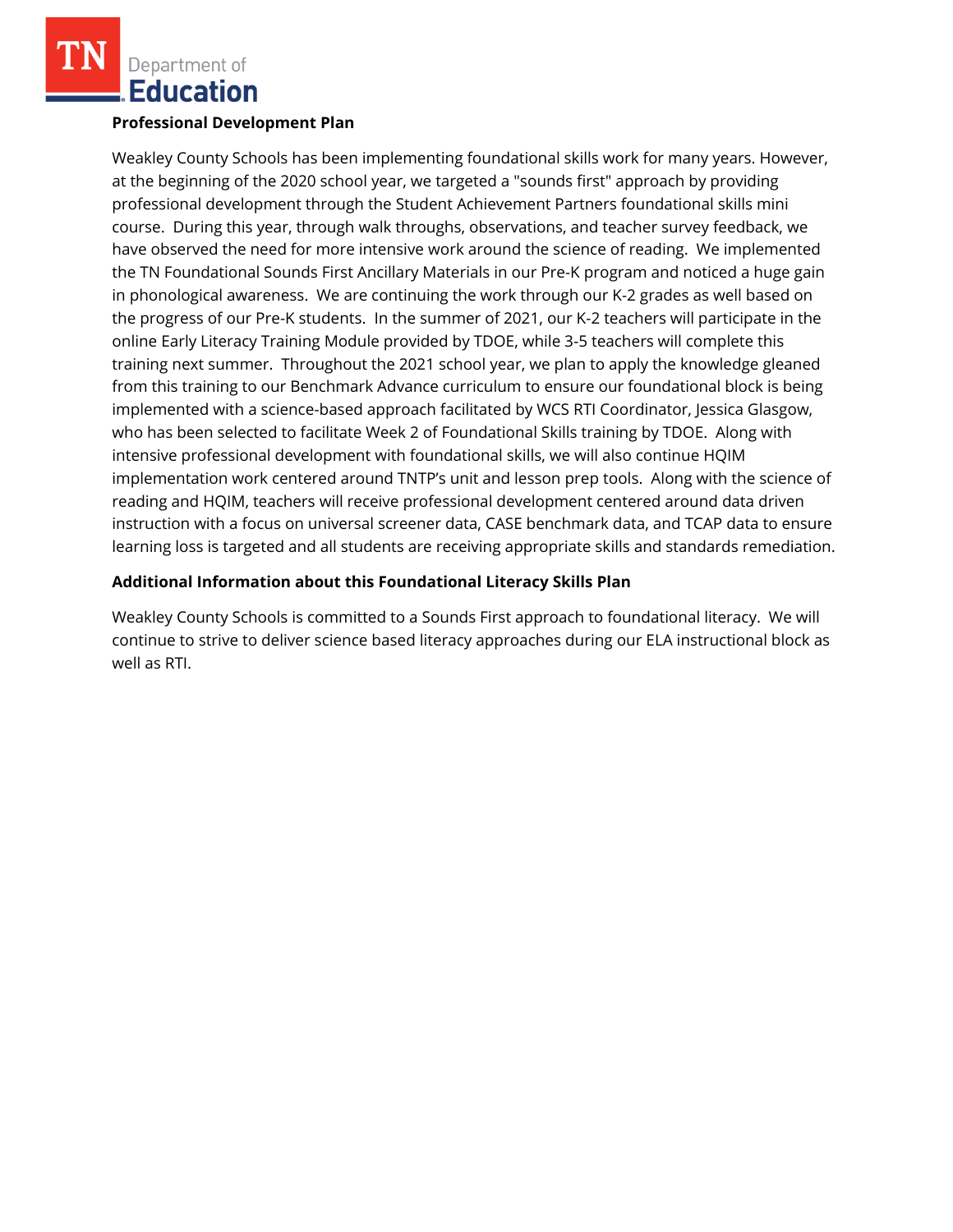**Professional Development Plan**

Weakley County Schools has been implementing foundational skills work for many years. However, at the beginning of the 2020 school year, we targeted a "sounds first" approach by providing professional development through the Student Achievement Partners foundational skills mini course. During this year, through walk throughs, observations, and teacher survey feedback, we have observed the need for more intensive work around the science of reading. We implemented the TN Foundational Sounds First Ancillary Materials in our Pre-K program and noticed a huge gain in phonological awareness. We are continuing the work through our K-2 grades as well based on the progress of our Pre-K students. In the summer of 2021, our K-2 teachers will participate in the online Early Literacy Training Module provided by TDOE, while 3-5 teachers will complete this training next summer. Throughout the 2021 school year, we plan to apply the knowledge gleaned from this training to our Benchmark Advance curriculum to ensure our foundational block is being implemented with a science-based approach facilitated by WCS RTI Coordinator, Jessica Glasgow, who has been selected to facilitate Week 2 of Foundational Skills training by TDOE. Along with intensive professional development with foundational skills, we will also continue HQIM implementation work centered around TNTP's unit and lesson prep tools. Along with the science of reading and HQIM, teachers will receive professional development centered around data driven instruction with a focus on universal screener data, CASE benchmark data, and TCAP data to ensure learning loss is targeted and all students are receiving appropriate skills and standards remediation.

**Additional Information about this Foundational Literacy Skills Plan**

Weakley County Schools is committed to a Sounds First approach to foundational literacy. We will continue to strive to deliver science based literacy approaches during our ELA instructional block as well as RTI.